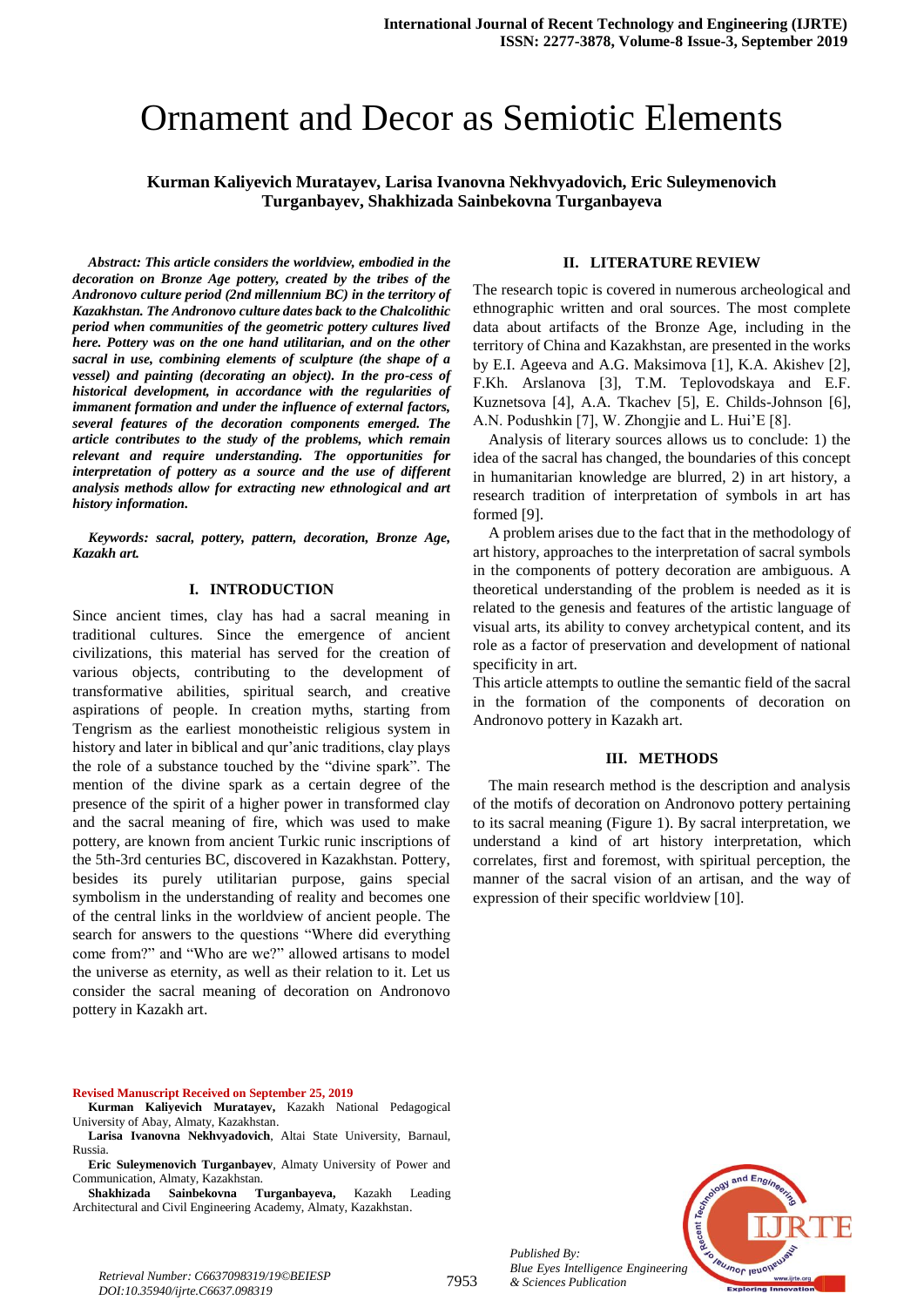# Ornament and Decor as Semiotic Elements

**Kurman Kaliyevich Muratayev, Larisa Ivanovna Nekhvyadovich, Eric Suleymenovich Turganbayev, Shakhizada Sainbekovna Turganbayeva**

***Abstract: This article considers the worldview, embodied in the decoration on Bronze Age pottery, created by the tribes of the Andronovo culture period (2nd millennium BC) in the territory of Kazakhstan. The Andronovo culture dates back to the Chalcolithic period when communities of the geometric pottery cultures lived here. Pottery was on the one hand utilitarian, and on the other sacral in use, combining elements of sculpture (the shape of a vessel) and painting (decorating an object). In the pro-cess of historical development, in accordance with the regularities of immanent formation and under the influence of external factors, several features of the decoration components emerged. The article contributes to the study of the problems, which remain relevant and require understanding. The opportunities for interpretation of pottery as a source and the use of different analysis methods allow for extracting new ethnological and art history information.***

***Keywords: sacral, pottery, pattern, decoration, Bronze Age, Kazakh art.***

## I. INTRODUCTION

Since ancient times, clay has had a sacral meaning in traditional cultures. Since the emergence of ancient civilizations, this material has served for the creation of various objects, contributing to the development of transformative abilities, spiritual search, and creative aspirations of people. In creation myths, starting from Tengrism as the earliest monotheistic religious system in history and later in biblical and qur'anic traditions, clay plays the role of a substance touched by the "divine spark". The mention of the divine spark as a certain degree of the presence of the spirit of a higher power in transformed clay and the sacral meaning of fire, which was used to make pottery, are known from ancient Turkic runic inscriptions of the 5th-3rd centuries BC, discovered in Kazakhstan. Pottery, besides its purely utilitarian purpose, gains special symbolism in the understanding of reality and becomes one of the central links in the worldview of ancient people. The search for answers to the questions "Where did everything come from?" and "Who are we?" allowed artisans to model the universe as eternity, as well as their relation to it. Let us consider the sacral meaning of decoration on Andronovo pottery in Kazakh art.

## II. LITERATURE REVIEW

The research topic is covered in numerous archeological and ethnographic written and oral sources. The most complete data about artifacts of the Bronze Age, including in the territory of China and Kazakhstan, are presented in the works by E.I. Ageeva and A.G. Maksimova [1], K.A. Akishev [2], F.Kh. Arslanova [3], T.M. Teplovodskaya and E.F. Kuznetsova [4], A.A. Tkachev [5], E. Childs-Johnson [6], A.N. Podushkin [7], W. Zhongjie and L. Hui'E [8].

Analysis of literary sources allows us to conclude: 1) the idea of the sacral has changed, the boundaries of this concept in humanitarian knowledge are blurred, 2) in art history, a research tradition of interpretation of symbols in art has formed [9].

A problem arises due to the fact that in the methodology of art history, approaches to the interpretation of sacral symbols in the components of pottery decoration are ambiguous. A theoretical understanding of the problem is needed as it is related to the genesis and features of the artistic language of visual arts, its ability to convey archetypical content, and its role as a factor of preservation and development of national specificity in art.

This article attempts to outline the semantic field of the sacral in the formation of the components of decoration on Andronovo pottery in Kazakh art.

## III. METHODS

The main research method is the description and analysis of the motifs of decoration on Andronovo pottery pertaining to its sacral meaning (Figure 1). By sacral interpretation, we understand a kind of art history interpretation, which correlates, first and foremost, with spiritual perception, the manner of the sacral vision of an artisan, and the way of expression of their specific worldview [10].

**Revised Manuscript Received on September 25, 2019**

**Kurman Kaliyevich Muratayev,** Kazakh National Pedagogical University of Abay, Almaty, Kazakhstan.

**Larisa Ivanovna Nekhvyadovich**, Altai State University, Barnaul, Russia.

**Eric Suleymenovich Turganbayev**, Almaty University of Power and Communication, Almaty, Kazakhstan.

**Shakhizada Sainbekovna Turganbayeva,** Kazakh Leading Architectural and Civil Engineering Academy, Almaty, Kazakhstan.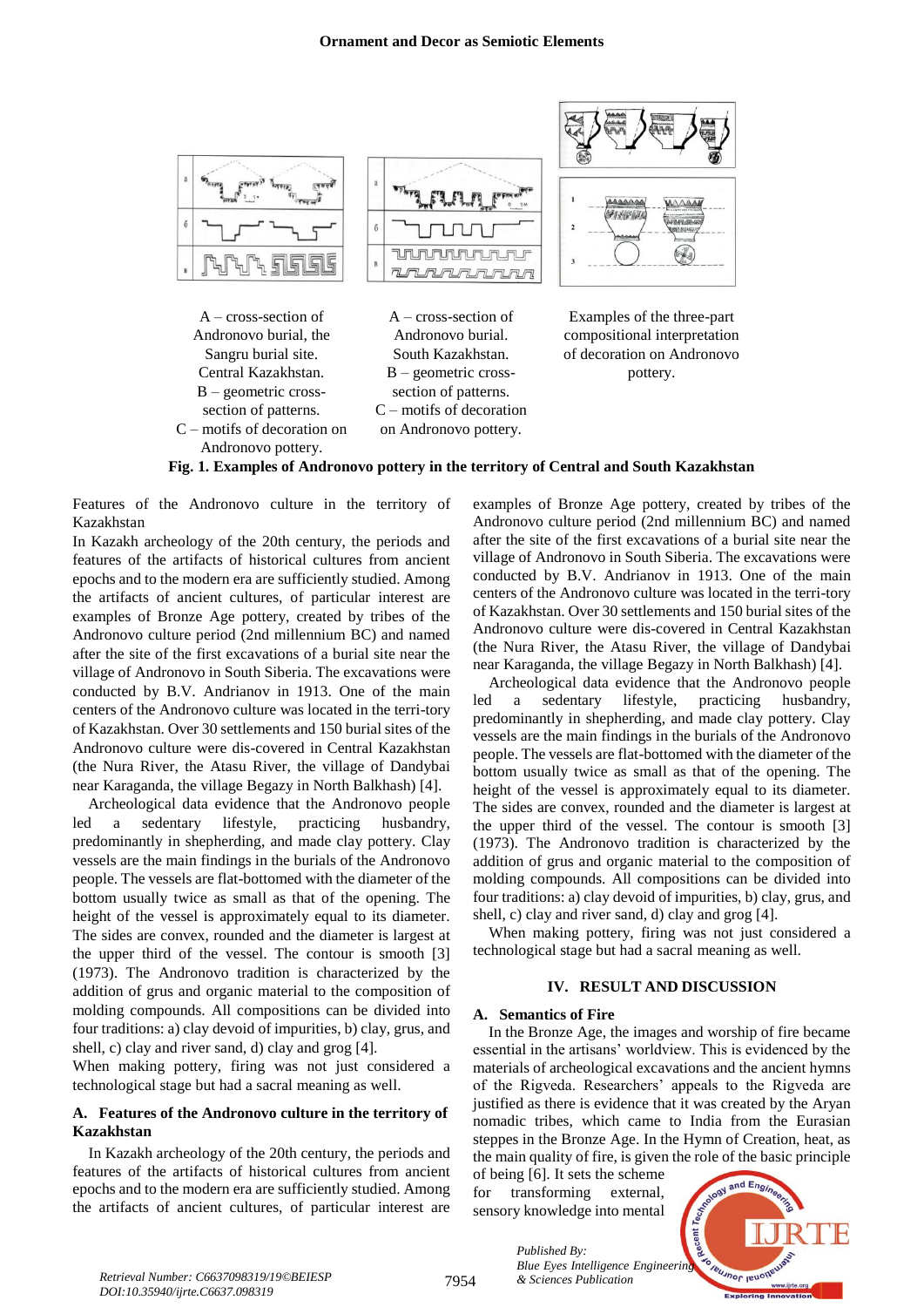A – cross-section of Andronovo burial, the Sangru burial site. Central Kazakhstan.
B – geometric cross-section of patterns.
C – motifs of decoration on Andronovo pottery.

A – cross-section of Andronovo burial. South Kazakhstan.
B – geometric cross-section of patterns.
C – motifs of decoration on Andronovo pottery.

Examples of the three-part compositional interpretation of decoration on Andronovo pottery.

**Fig. 1. Examples of Andronovo pottery in the territory of Central and South Kazakhstan**

Features of the Andronovo culture in the territory of Kazakhstan

In Kazakh archeology of the 20th century, the periods and features of the artifacts of historical cultures from ancient epochs and to the modern era are sufficiently studied. Among the artifacts of ancient cultures, of particular interest are examples of Bronze Age pottery, created by tribes of the Andronovo culture period (2nd millennium BC) and named after the site of the first excavations of a burial site near the village of Andronovo in South Siberia. The excavations were conducted by B.V. Andrianov in 1913. One of the main centers of the Andronovo culture was located in the terri-tory of Kazakhstan. Over 30 settlements and 150 burial sites of the Andronovo culture were dis-covered in Central Kazakhstan (the Nura River, the Atasu River, the village of Dandybai near Karaganda, the village Begazy in North Balkhash) [4].

Archeological data evidence that the Andronovo people led a sedentary lifestyle, practicing husbandry, predominantly in shepherding, and made clay pottery. Clay vessels are the main findings in the burials of the Andronovo people. The vessels are flat-bottomed with the diameter of the bottom usually twice as small as that of the opening. The height of the vessel is approximately equal to its diameter. The sides are convex, rounded and the diameter is largest at the upper third of the vessel. The contour is smooth [3] (1973). The Andronovo tradition is characterized by the addition of grus and organic material to the composition of molding compounds. All compositions can be divided into four traditions: a) clay devoid of impurities, b) clay, grus, and shell, c) clay and river sand, d) clay and grog [4].

When making pottery, firing was not just considered a technological stage but had a sacral meaning as well.

### A. Features of the Andronovo culture in the territory of Kazakhstan

In Kazakh archeology of the 20th century, the periods and features of the artifacts of historical cultures from ancient epochs and to the modern era are sufficiently studied. Among the artifacts of ancient cultures, of particular interest are examples of Bronze Age pottery, created by tribes of the Andronovo culture period (2nd millennium BC) and named after the site of the first excavations of a burial site near the village of Andronovo in South Siberia. The excavations were conducted by B.V. Andrianov in 1913. One of the main centers of the Andronovo culture was located in the terri-tory of Kazakhstan. Over 30 settlements and 150 burial sites of the Andronovo culture were dis-covered in Central Kazakhstan (the Nura River, the Atasu River, the village of Dandybai near Karaganda, the village Begazy in North Balkhash) [4].

Archeological data evidence that the Andronovo people led a sedentary lifestyle, practicing husbandry, predominantly in shepherding, and made clay pottery. Clay vessels are the main findings in the burials of the Andronovo people. The vessels are flat-bottomed with the diameter of the bottom usually twice as small as that of the opening. The height of the vessel is approximately equal to its diameter. The sides are convex, rounded and the diameter is largest at the upper third of the vessel. The contour is smooth [3] (1973). The Andronovo tradition is characterized by the addition of grus and organic material to the composition of molding compounds. All compositions can be divided into four traditions: a) clay devoid of impurities, b) clay, grus, and shell, c) clay and river sand, d) clay and grog [4].

When making pottery, firing was not just considered a technological stage but had a sacral meaning as well.

## IV. RESULT AND DISCUSSION

### A. Semantics of Fire

In the Bronze Age, the images and worship of fire became essential in the artisans' worldview. This is evidenced by the materials of archeological excavations and the ancient hymns of the Rigveda. Researchers' appeals to the Rigveda are justified as there is evidence that it was created by the Aryan nomadic tribes, which came to India from the Eurasian steppes in the Bronze Age. In the Hymn of Creation, heat, as the main quality of fire, is given the role of the basic principle of being [6]. It sets the scheme for transforming external, sensory knowledge into mental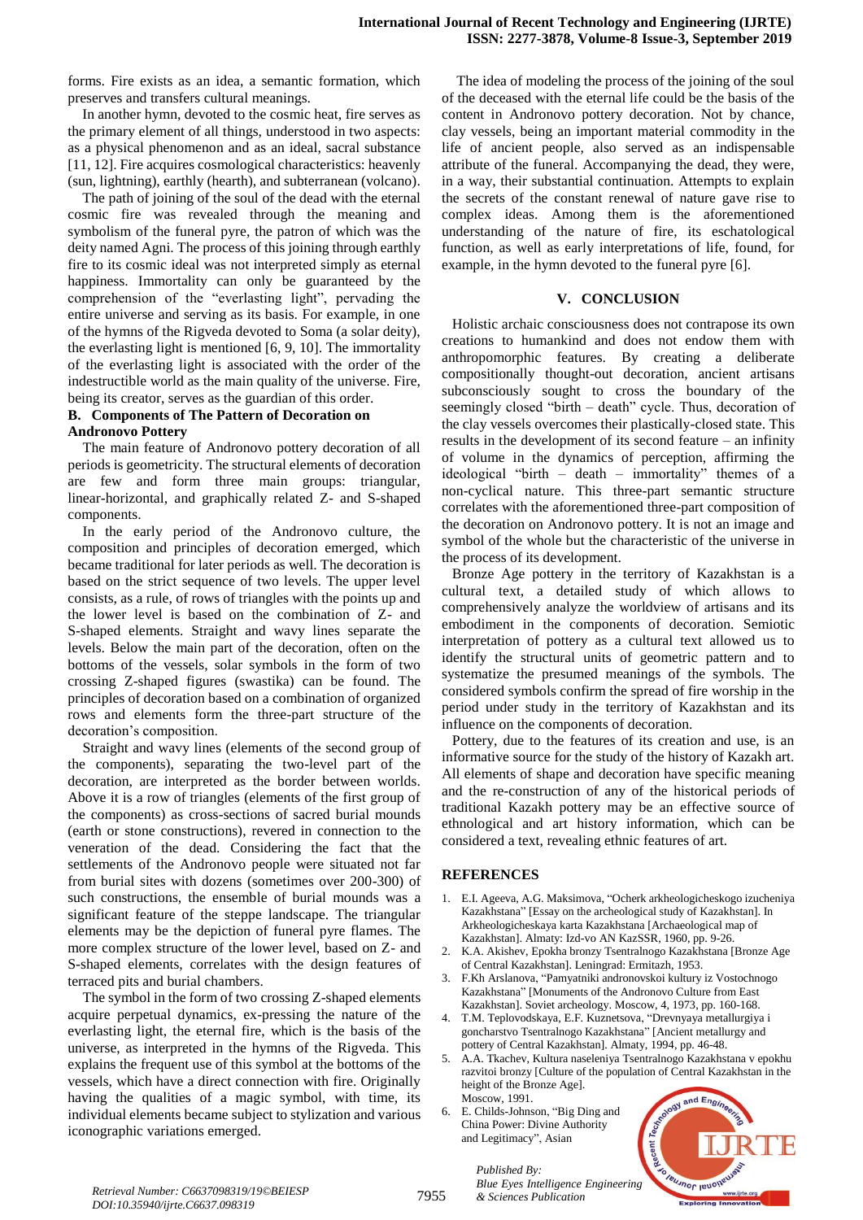forms. Fire exists as an idea, a semantic formation, which preserves and transfers cultural meanings.

In another hymn, devoted to the cosmic heat, fire serves as the primary element of all things, understood in two aspects: as a physical phenomenon and as an ideal, sacral substance [11, 12]. Fire acquires cosmological characteristics: heavenly (sun, lightning), earthly (hearth), and subterranean (volcano).

The path of joining of the soul of the dead with the eternal cosmic fire was revealed through the meaning and symbolism of the funeral pyre, the patron of which was the deity named Agni. The process of this joining through earthly fire to its cosmic ideal was not interpreted simply as eternal happiness. Immortality can only be guaranteed by the comprehension of the "everlasting light", pervading the entire universe and serving as its basis. For example, in one of the hymns of the Rigveda devoted to Soma (a solar deity), the everlasting light is mentioned [6, 9, 10]. The immortality of the everlasting light is associated with the order of the indestructible world as the main quality of the universe. Fire, being its creator, serves as the guardian of this order.

### B. Components of The Pattern of Decoration on Andronovo Pottery

The main feature of Andronovo pottery decoration of all periods is geometricity. The structural elements of decoration are few and form three main groups: triangular, linear-horizontal, and graphically related Z- and S-shaped components.

In the early period of the Andronovo culture, the composition and principles of decoration emerged, which became traditional for later periods as well. The decoration is based on the strict sequence of two levels. The upper level consists, as a rule, of rows of triangles with the points up and the lower level is based on the combination of Z- and S-shaped elements. Straight and wavy lines separate the levels. Below the main part of the decoration, often on the bottoms of the vessels, solar symbols in the form of two crossing Z-shaped figures (swastika) can be found. The principles of decoration based on a combination of organized rows and elements form the three-part structure of the decoration's composition.

Straight and wavy lines (elements of the second group of the components), separating the two-level part of the decoration, are interpreted as the border between worlds. Above it is a row of triangles (elements of the first group of the components) as cross-sections of sacred burial mounds (earth or stone constructions), revered in connection to the veneration of the dead. Considering the fact that the settlements of the Andronovo people were situated not far from burial sites with dozens (sometimes over 200-300) of such constructions, the ensemble of burial mounds was a significant feature of the steppe landscape. The triangular elements may be the depiction of funeral pyre flames. The more complex structure of the lower level, based on Z- and S-shaped elements, correlates with the design features of terraced pits and burial chambers.

The symbol in the form of two crossing Z-shaped elements acquire perpetual dynamics, ex-pressing the nature of the everlasting light, the eternal fire, which is the basis of the universe, as interpreted in the hymns of the Rigveda. This explains the frequent use of this symbol at the bottoms of the vessels, which have a direct connection with fire. Originally having the qualities of a magic symbol, with time, its individual elements became subject to stylization and various iconographic variations emerged.

The idea of modeling the process of the joining of the soul of the deceased with the eternal life could be the basis of the content in Andronovo pottery decoration. Not by chance, clay vessels, being an important material commodity in the life of ancient people, also served as an indispensable attribute of the funeral. Accompanying the dead, they were, in a way, their substantial continuation. Attempts to explain the secrets of the constant renewal of nature gave rise to complex ideas. Among them is the aforementioned understanding of the nature of fire, its eschatological function, as well as early interpretations of life, found, for example, in the hymn devoted to the funeral pyre [6].

## V. CONCLUSION

Holistic archaic consciousness does not contrapose its own creations to humankind and does not endow them with anthropomorphic features. By creating a deliberate compositionally thought-out decoration, ancient artisans subconsciously sought to cross the boundary of the seemingly closed "birth – death" cycle. Thus, decoration of the clay vessels overcomes their plastically-closed state. This results in the development of its second feature – an infinity of volume in the dynamics of perception, affirming the ideological "birth – death – immortality" themes of a non-cyclical nature. This three-part semantic structure correlates with the aforementioned three-part composition of the decoration on Andronovo pottery. It is not an image and symbol of the whole but the characteristic of the universe in the process of its development.

Bronze Age pottery in the territory of Kazakhstan is a cultural text, a detailed study of which allows to comprehensively analyze the worldview of artisans and its embodiment in the components of decoration. Semiotic interpretation of pottery as a cultural text allowed us to identify the structural units of geometric pattern and to systematize the presumed meanings of the symbols. The considered symbols confirm the spread of fire worship in the period under study in the territory of Kazakhstan and its influence on the components of decoration.

Pottery, due to the features of its creation and use, is an informative source for the study of the history of Kazakh art. All elements of shape and decoration have specific meaning and the re-construction of any of the historical periods of traditional Kazakh pottery may be an effective source of ethnological and art history information, which can be considered a text, revealing ethnic features of art.

## REFERENCES

1. E.I. Ageeva, A.G. Maksimova, "Ocherk arkheologicheskogo izucheniya Kazakhstana" [Essay on the archeological study of Kazakhstan]. In Arkheologicheskaya karta Kazakhstana [Archaeological map of Kazakhstan]. Almaty: Izd-vo AN KazSSR, 1960, pp. 9-26.
2. K.A. Akishev, Epokha bronzy Tsentralnogo Kazakhstana [Bronze Age of Central Kazakhstan]. Leningrad: Ermitazh, 1953.
3. F.Kh Arslanova, "Pamyatniki andronovskoi kultury iz Vostochnogo Kazakhstana" [Monuments of the Andronovo Culture from East Kazakhstan]. Soviet archeology. Moscow, 4, 1973, pp. 160-168.
4. T.M. Teplovodskaya, E.F. Kuznetsova, "Drevnyaya metallurgiya i goncharstvo Tsentralnogo Kazakhstana" [Ancient metallurgy and pottery of Central Kazakhstan]. Almaty, 1994, pp. 46-48.
5. A.A. Tkachev, Kultura naseleniya Tsentralnogo Kazakhstana v epokhu razvitoi bronzy [Culture of the population of Central Kazakhstan in the height of the Bronze Age]. Moscow, 1991.
6. E. Childs-Johnson, "Big Ding and China Power: Divine Authority and Legitimacy", Asian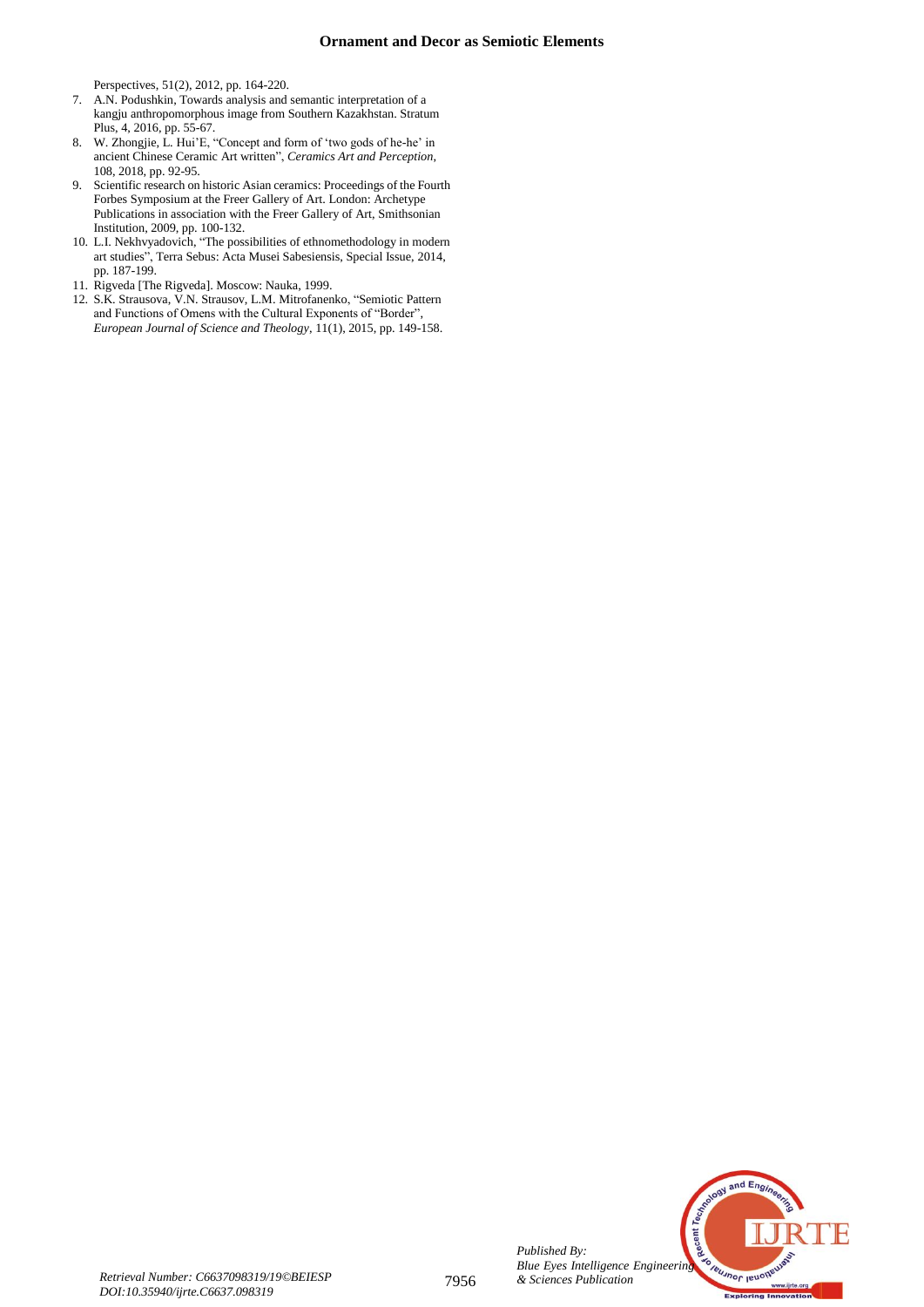Perspectives, 51(2), 2012, pp. 164-220.

7. A.N. Podushkin, Towards analysis and semantic interpretation of a kangju anthropomorphous image from Southern Kazakhstan. Stratum Plus, 4, 2016, pp. 55-67.
8. W. Zhongjie, L. Hui'E, "Concept and form of 'two gods of he-he' in ancient Chinese Ceramic Art written", *Ceramics Art and Perception*, 108, 2018, pp. 92-95.
9. Scientific research on historic Asian ceramics: Proceedings of the Fourth Forbes Symposium at the Freer Gallery of Art. London: Archetype Publications in association with the Freer Gallery of Art, Smithsonian Institution, 2009, pp. 100-132.
10. L.I. Nekhvyadovich, "The possibilities of ethnomethodology in modern art studies", Terra Sebus: Acta Musei Sabesiensis, Special Issue, 2014, pp. 187-199.
11. Rigveda [The Rigveda]. Moscow: Nauka, 1999.
12. S.K. Strausova, V.N. Strausov, L.M. Mitrofanenko, "Semiotic Pattern and Functions of Omens with the Cultural Exponents of "Border", *European Journal of Science and Theology*, 11(1), 2015, pp. 149-158.